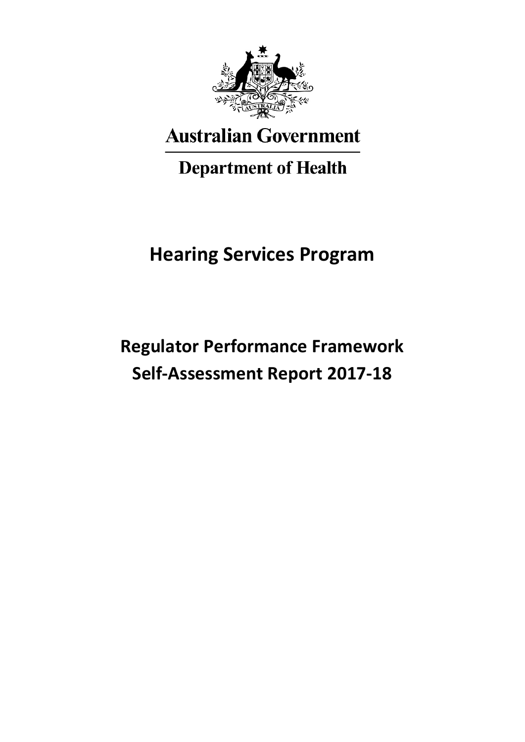Australian Government

Department of Health

# Hearing Services Program

## Regulator Performance Framework Self-Assessment Report 2017-18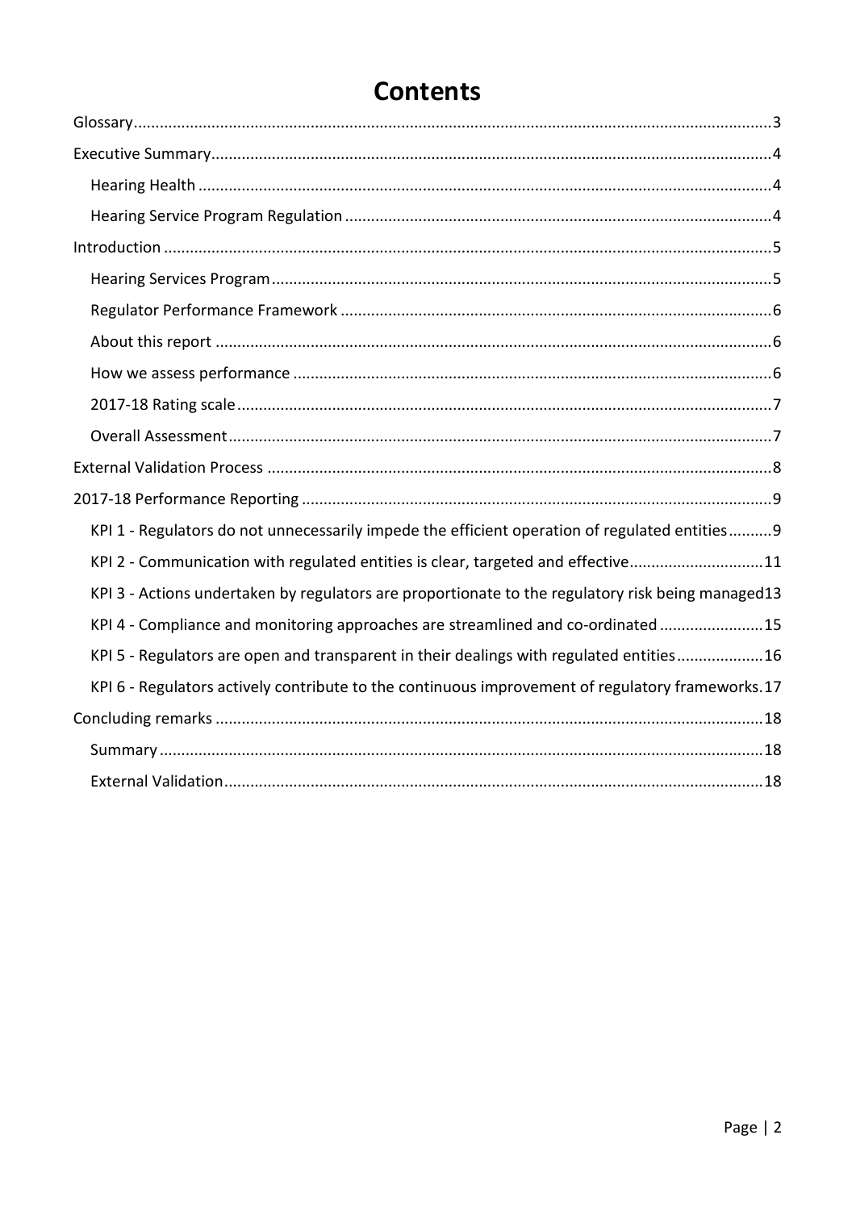# Contents

Glossary ..... 3

Executive Summary ..... 4

- Hearing Health ..... 4
- Hearing Service Program Regulation ..... 4

Introduction ..... 5

- Hearing Services Program ..... 5
- Regulator Performance Framework ..... 6
- About this report ..... 6
- How we assess performance ..... 6
- 2017-18 Rating scale ..... 7
- Overall Assessment ..... 7

External Validation Process ..... 8

2017-18 Performance Reporting ..... 9

- KPI 1 - Regulators do not unnecessarily impede the efficient operation of regulated entities ..... 9
- KPI 2 - Communication with regulated entities is clear, targeted and effective ..... 11
- KPI 3 - Actions undertaken by regulators are proportionate to the regulatory risk being managed ..... 13
- KPI 4 - Compliance and monitoring approaches are streamlined and co-ordinated ..... 15
- KPI 5 - Regulators are open and transparent in their dealings with regulated entities ..... 16
- KPI 6 - Regulators actively contribute to the continuous improvement of regulatory frameworks ..... 17

Concluding remarks ..... 18

- Summary ..... 18
- External Validation ..... 18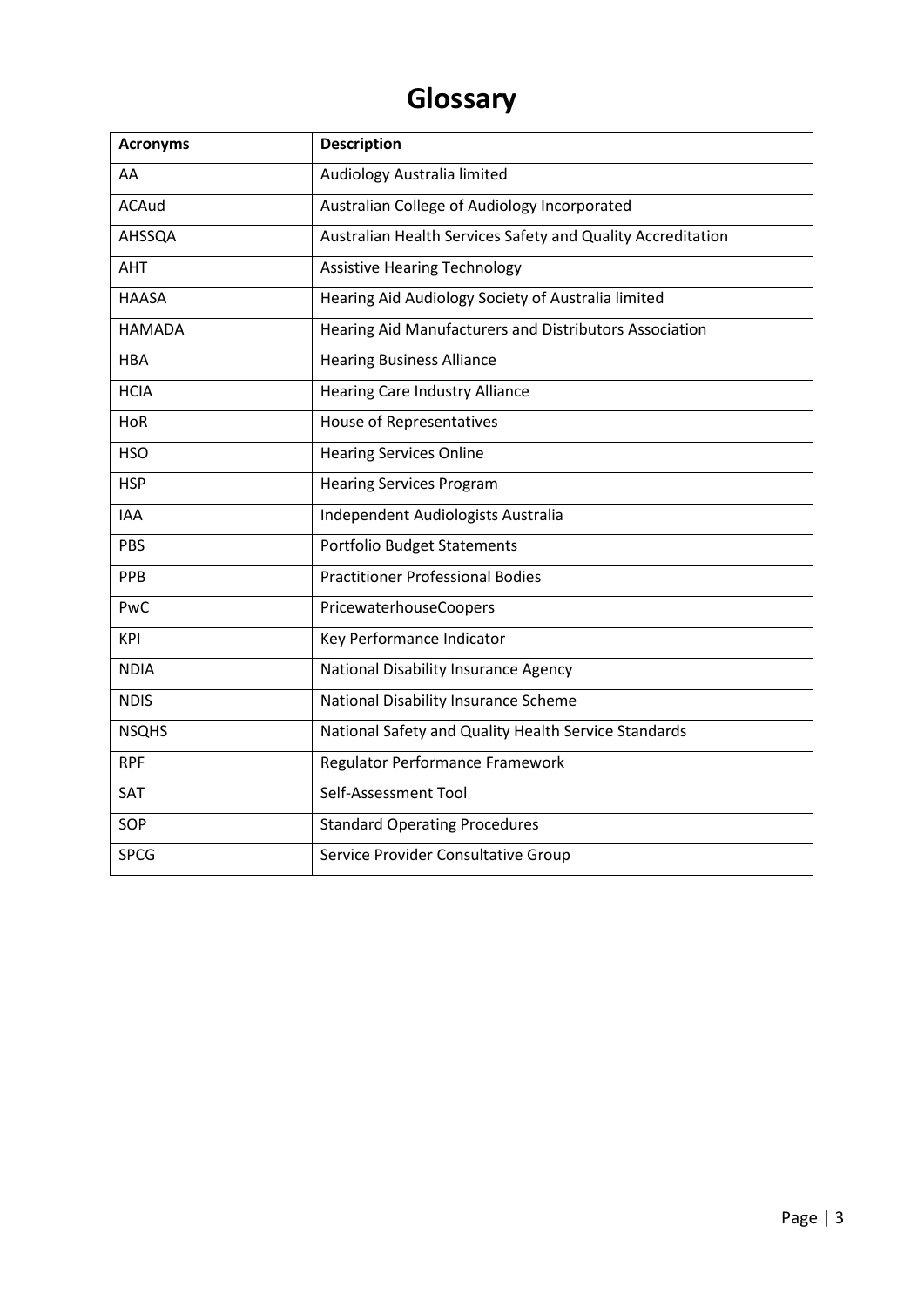# Glossary

| Acronyms | Description |
| --- | --- |
| AA | Audiology Australia limited |
| ACAud | Australian College of Audiology Incorporated |
| AHSSQA | Australian Health Services Safety and Quality Accreditation |
| AHT | Assistive Hearing Technology |
| HAASA | Hearing Aid Audiology Society of Australia limited |
| HAMADA | Hearing Aid Manufacturers and Distributors Association |
| HBA | Hearing Business Alliance |
| HCIA | Hearing Care Industry Alliance |
| HoR | House of Representatives |
| HSO | Hearing Services Online |
| HSP | Hearing Services Program |
| IAA | Independent Audiologists Australia |
| PBS | Portfolio Budget Statements |
| PPB | Practitioner Professional Bodies |
| PwC | PricewaterhouseCoopers |
| KPI | Key Performance Indicator |
| NDIA | National Disability Insurance Agency |
| NDIS | National Disability Insurance Scheme |
| NSQHS | National Safety and Quality Health Service Standards |
| RPF | Regulator Performance Framework |
| SAT | Self-Assessment Tool |
| SOP | Standard Operating Procedures |
| SPCG | Service Provider Consultative Group |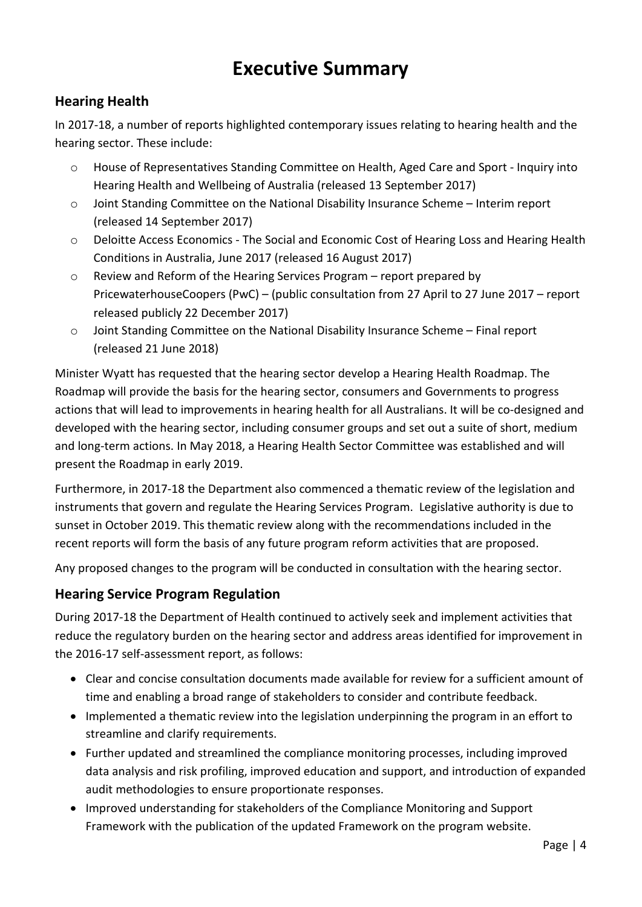# Executive Summary

## Hearing Health

In 2017-18, a number of reports highlighted contemporary issues relating to hearing health and the hearing sector. These include:

- House of Representatives Standing Committee on Health, Aged Care and Sport - Inquiry into Hearing Health and Wellbeing of Australia (released 13 September 2017)
- Joint Standing Committee on the National Disability Insurance Scheme – Interim report (released 14 September 2017)
- Deloitte Access Economics - The Social and Economic Cost of Hearing Loss and Hearing Health Conditions in Australia, June 2017 (released 16 August 2017)
- Review and Reform of the Hearing Services Program – report prepared by PricewaterhouseCoopers (PwC) – (public consultation from 27 April to 27 June 2017 – report released publicly 22 December 2017)
- Joint Standing Committee on the National Disability Insurance Scheme – Final report (released 21 June 2018)

Minister Wyatt has requested that the hearing sector develop a Hearing Health Roadmap. The Roadmap will provide the basis for the hearing sector, consumers and Governments to progress actions that will lead to improvements in hearing health for all Australians. It will be co-designed and developed with the hearing sector, including consumer groups and set out a suite of short, medium and long-term actions. In May 2018, a Hearing Health Sector Committee was established and will present the Roadmap in early 2019.

Furthermore, in 2017-18 the Department also commenced a thematic review of the legislation and instruments that govern and regulate the Hearing Services Program. Legislative authority is due to sunset in October 2019. This thematic review along with the recommendations included in the recent reports will form the basis of any future program reform activities that are proposed.

Any proposed changes to the program will be conducted in consultation with the hearing sector.

## Hearing Service Program Regulation

During 2017-18 the Department of Health continued to actively seek and implement activities that reduce the regulatory burden on the hearing sector and address areas identified for improvement in the 2016-17 self-assessment report, as follows:

- Clear and concise consultation documents made available for review for a sufficient amount of time and enabling a broad range of stakeholders to consider and contribute feedback.
- Implemented a thematic review into the legislation underpinning the program in an effort to streamline and clarify requirements.
- Further updated and streamlined the compliance monitoring processes, including improved data analysis and risk profiling, improved education and support, and introduction of expanded audit methodologies to ensure proportionate responses.
- Improved understanding for stakeholders of the Compliance Monitoring and Support Framework with the publication of the updated Framework on the program website.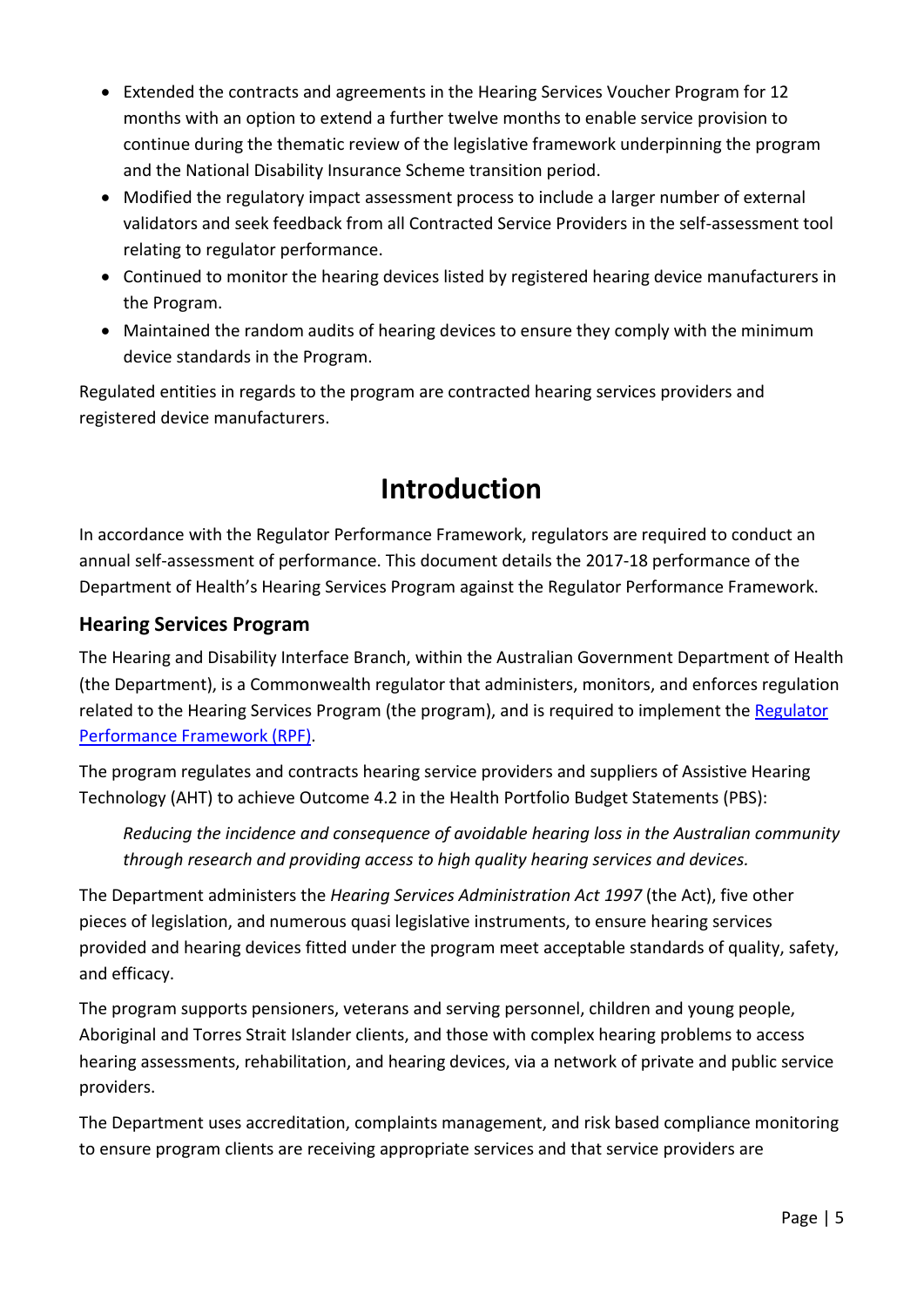- Extended the contracts and agreements in the Hearing Services Voucher Program for 12 months with an option to extend a further twelve months to enable service provision to continue during the thematic review of the legislative framework underpinning the program and the National Disability Insurance Scheme transition period.
- Modified the regulatory impact assessment process to include a larger number of external validators and seek feedback from all Contracted Service Providers in the self-assessment tool relating to regulator performance.
- Continued to monitor the hearing devices listed by registered hearing device manufacturers in the Program.
- Maintained the random audits of hearing devices to ensure they comply with the minimum device standards in the Program.

Regulated entities in regards to the program are contracted hearing services providers and registered device manufacturers.

# Introduction

In accordance with the Regulator Performance Framework, regulators are required to conduct an annual self-assessment of performance. This document details the 2017-18 performance of the Department of Health's Hearing Services Program against the Regulator Performance Framework.

## Hearing Services Program

The Hearing and Disability Interface Branch, within the Australian Government Department of Health (the Department), is a Commonwealth regulator that administers, monitors, and enforces regulation related to the Hearing Services Program (the program), and is required to implement the [Regulator Performance Framework (RPF)](#).

The program regulates and contracts hearing service providers and suppliers of Assistive Hearing Technology (AHT) to achieve Outcome 4.2 in the Health Portfolio Budget Statements (PBS):

> *Reducing the incidence and consequence of avoidable hearing loss in the Australian community through research and providing access to high quality hearing services and devices.*

The Department administers the *Hearing Services Administration Act 1997* (the Act), five other pieces of legislation, and numerous quasi legislative instruments, to ensure hearing services provided and hearing devices fitted under the program meet acceptable standards of quality, safety, and efficacy.

The program supports pensioners, veterans and serving personnel, children and young people, Aboriginal and Torres Strait Islander clients, and those with complex hearing problems to access hearing assessments, rehabilitation, and hearing devices, via a network of private and public service providers.

The Department uses accreditation, complaints management, and risk based compliance monitoring to ensure program clients are receiving appropriate services and that service providers are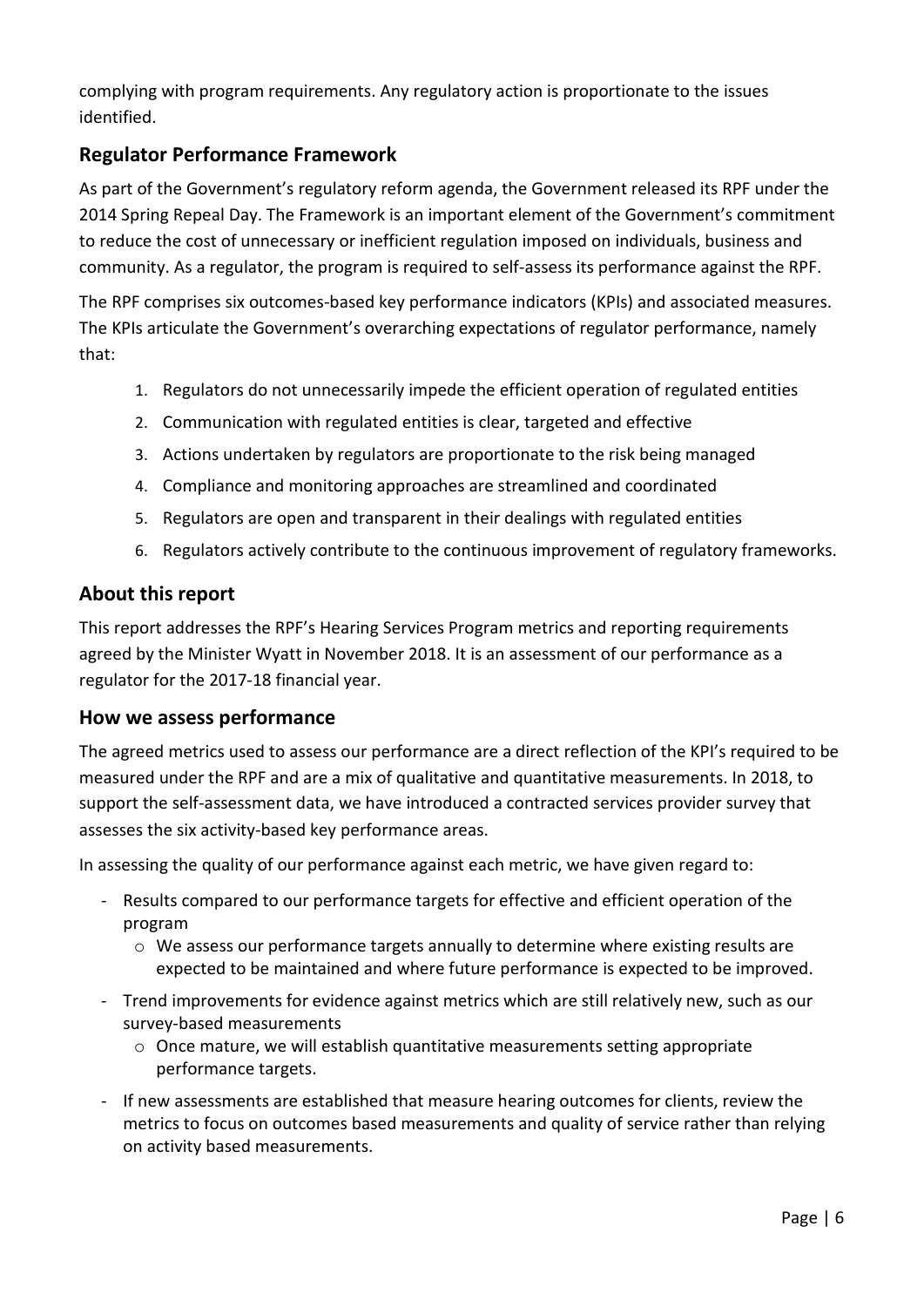complying with program requirements. Any regulatory action is proportionate to the issues identified.

## Regulator Performance Framework

As part of the Government's regulatory reform agenda, the Government released its RPF under the 2014 Spring Repeal Day. The Framework is an important element of the Government's commitment to reduce the cost of unnecessary or inefficient regulation imposed on individuals, business and community. As a regulator, the program is required to self-assess its performance against the RPF.

The RPF comprises six outcomes-based key performance indicators (KPIs) and associated measures. The KPIs articulate the Government's overarching expectations of regulator performance, namely that:

1. Regulators do not unnecessarily impede the efficient operation of regulated entities
2. Communication with regulated entities is clear, targeted and effective
3. Actions undertaken by regulators are proportionate to the risk being managed
4. Compliance and monitoring approaches are streamlined and coordinated
5. Regulators are open and transparent in their dealings with regulated entities
6. Regulators actively contribute to the continuous improvement of regulatory frameworks.

## About this report

This report addresses the RPF's Hearing Services Program metrics and reporting requirements agreed by the Minister Wyatt in November 2018. It is an assessment of our performance as a regulator for the 2017-18 financial year.

## How we assess performance

The agreed metrics used to assess our performance are a direct reflection of the KPI's required to be measured under the RPF and are a mix of qualitative and quantitative measurements. In 2018, to support the self-assessment data, we have introduced a contracted services provider survey that assesses the six activity-based key performance areas.

In assessing the quality of our performance against each metric, we have given regard to:

- Results compared to our performance targets for effective and efficient operation of the program
  - We assess our performance targets annually to determine where existing results are expected to be maintained and where future performance is expected to be improved.
- Trend improvements for evidence against metrics which are still relatively new, such as our survey-based measurements
  - Once mature, we will establish quantitative measurements setting appropriate performance targets.
- If new assessments are established that measure hearing outcomes for clients, review the metrics to focus on outcomes based measurements and quality of service rather than relying on activity based measurements.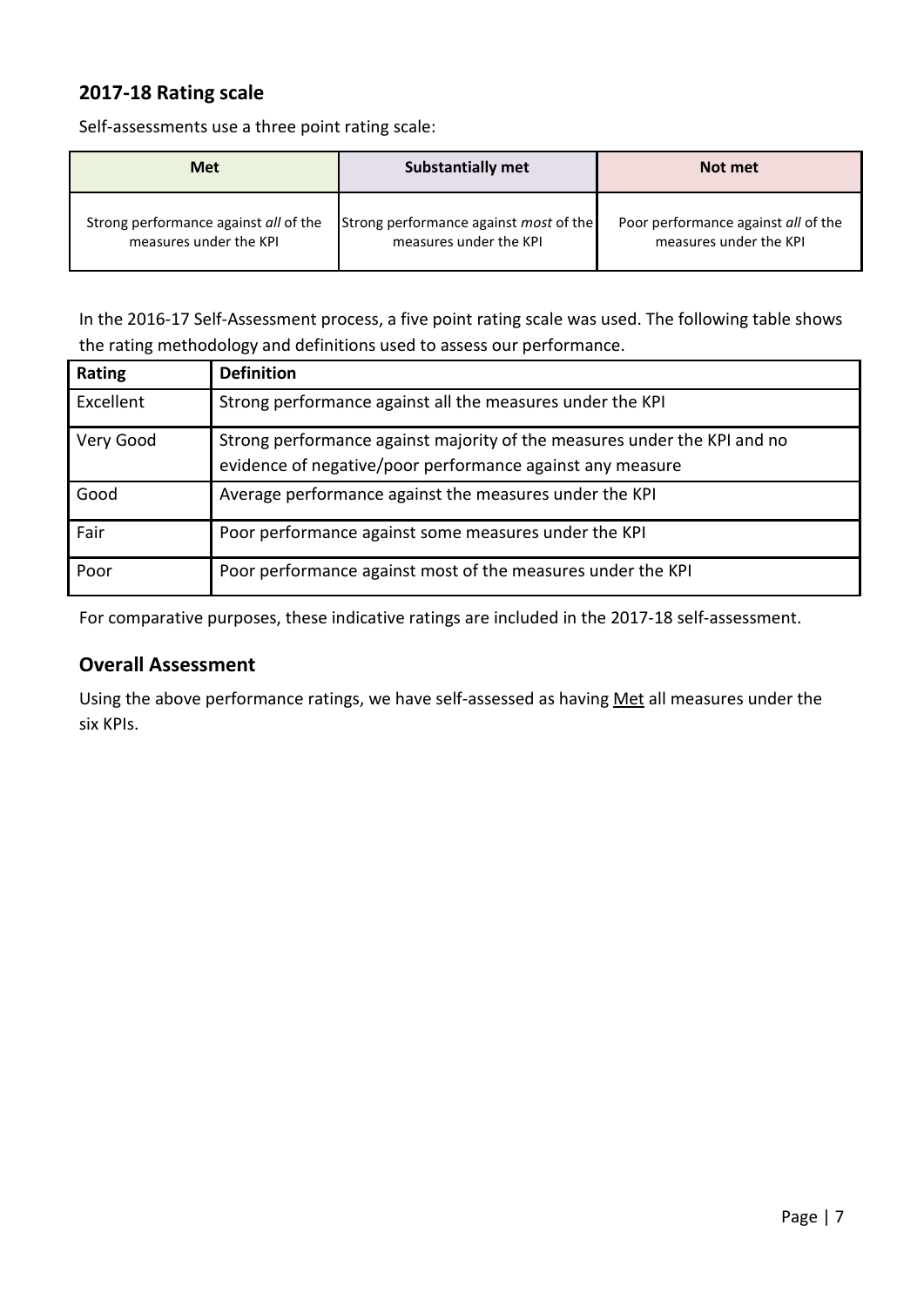## 2017-18 Rating scale

Self-assessments use a three point rating scale:

| Met | Substantially met | Not met |
|---|---|---|
| Strong performance against *all* of the measures under the KPI | Strong performance against *most* of the measures under the KPI | Poor performance against *all* of the measures under the KPI |

In the 2016-17 Self-Assessment process, a five point rating scale was used. The following table shows the rating methodology and definitions used to assess our performance.

| Rating | Definition |
|---|---|
| Excellent | Strong performance against all the measures under the KPI |
| Very Good | Strong performance against majority of the measures under the KPI and no evidence of negative/poor performance against any measure |
| Good | Average performance against the measures under the KPI |
| Fair | Poor performance against some measures under the KPI |
| Poor | Poor performance against most of the measures under the KPI |

For comparative purposes, these indicative ratings are included in the 2017-18 self-assessment.

## Overall Assessment

Using the above performance ratings, we have self-assessed as having Met all measures under the six KPIs.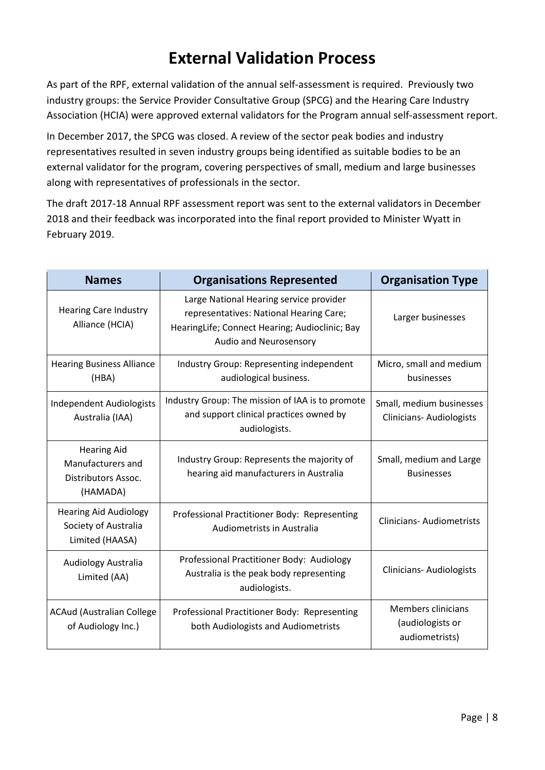# External Validation Process

As part of the RPF, external validation of the annual self-assessment is required. Previously two industry groups: the Service Provider Consultative Group (SPCG) and the Hearing Care Industry Association (HCIA) were approved external validators for the Program annual self-assessment report.

In December 2017, the SPCG was closed. A review of the sector peak bodies and industry representatives resulted in seven industry groups being identified as suitable bodies to be an external validator for the program, covering perspectives of small, medium and large businesses along with representatives of professionals in the sector.

The draft 2017-18 Annual RPF assessment report was sent to the external validators in December 2018 and their feedback was incorporated into the final report provided to Minister Wyatt in February 2019.

| Names | Organisations Represented | Organisation Type |
| --- | --- | --- |
| Hearing Care Industry Alliance (HCIA) | Large National Hearing service provider representatives: National Hearing Care; HearingLife; Connect Hearing; Audioclinic; Bay Audio and Neurosensory | Larger businesses |
| Hearing Business Alliance (HBA) | Industry Group: Representing independent audiological business. | Micro, small and medium businesses |
| Independent Audiologists Australia (IAA) | Industry Group: The mission of IAA is to promote and support clinical practices owned by audiologists. | Small, medium businesses Clinicians- Audiologists |
| Hearing Aid Manufacturers and Distributors Assoc. (HAMADA) | Industry Group: Represents the majority of hearing aid manufacturers in Australia | Small, medium and Large Businesses |
| Hearing Aid Audiology Society of Australia Limited (HAASA) | Professional Practitioner Body: Representing Audiometrists in Australia | Clinicians- Audiometrists |
| Audiology Australia Limited (AA) | Professional Practitioner Body: Audiology Australia is the peak body representing audiologists. | Clinicians- Audiologists |
| ACAud (Australian College of Audiology Inc.) | Professional Practitioner Body: Representing both Audiologists and Audiometrists | Members clinicians (audiologists or audiometrists) |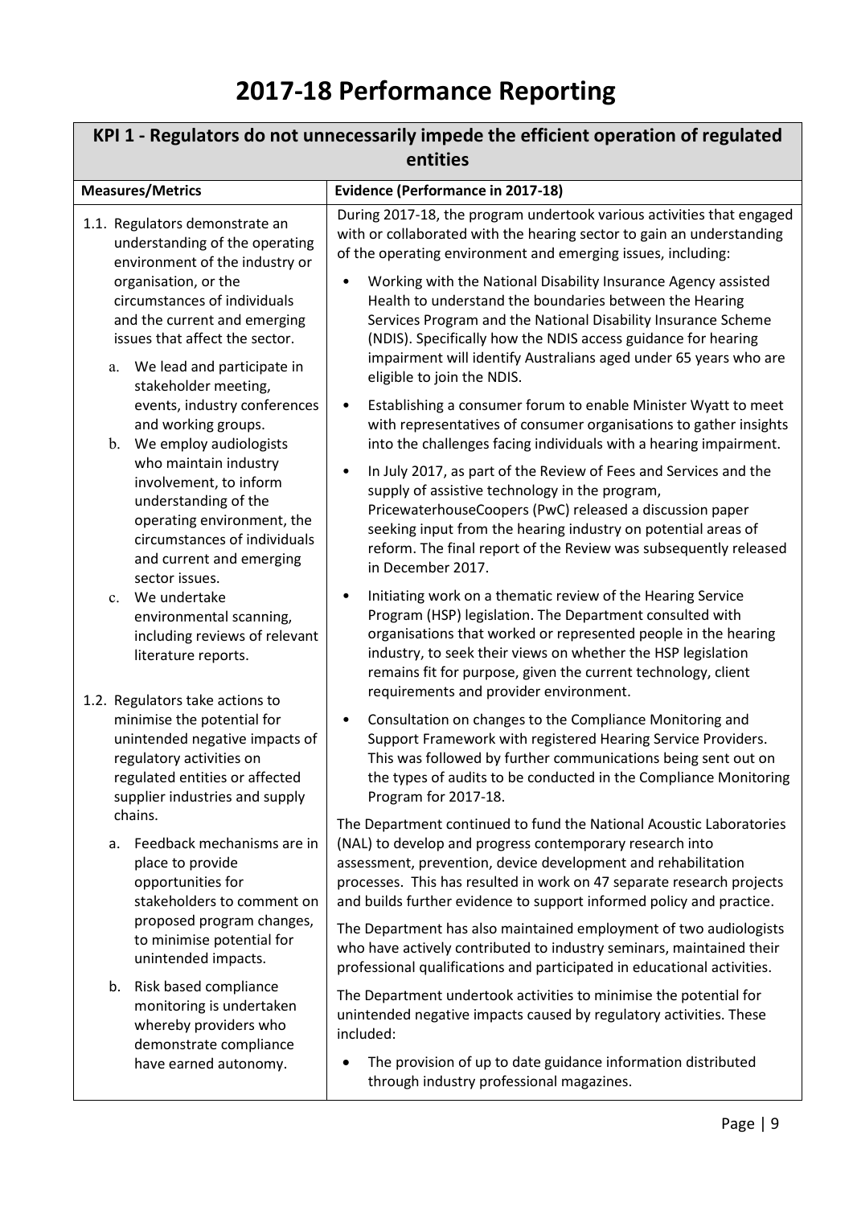# 2017-18 Performance Reporting

| KPI 1 - Regulators do not unnecessarily impede the efficient operation of regulated entities | |
|---|---|
| **Measures/Metrics** | **Evidence (Performance in 2017-18)** |
| 1.1. Regulators demonstrate an understanding of the operating environment of the industry or organisation, or the circumstances of individuals and the current and emerging issues that affect the sector.<br>a. We lead and participate in stakeholder meeting, events, industry conferences and working groups.<br>b. We employ audiologists who maintain industry involvement, to inform understanding of the operating environment, the circumstances of individuals and current and emerging sector issues.<br>c. We undertake environmental scanning, including reviews of relevant literature reports.<br><br>1.2. Regulators take actions to minimise the potential for unintended negative impacts of regulatory activities on regulated entities or affected supplier industries and supply chains.<br>a. Feedback mechanisms are in place to provide opportunities for stakeholders to comment on proposed program changes, to minimise potential for unintended impacts.<br>b. Risk based compliance monitoring is undertaken whereby providers who demonstrate compliance have earned autonomy. | During 2017-18, the program undertook various activities that engaged with or collaborated with the hearing sector to gain an understanding of the operating environment and emerging issues, including:<br>• Working with the National Disability Insurance Agency assisted Health to understand the boundaries between the Hearing Services Program and the National Disability Insurance Scheme (NDIS). Specifically how the NDIS access guidance for hearing impairment will identify Australians aged under 65 years who are eligible to join the NDIS.<br>• Establishing a consumer forum to enable Minister Wyatt to meet with representatives of consumer organisations to gather insights into the challenges facing individuals with a hearing impairment.<br>• In July 2017, as part of the Review of Fees and Services and the supply of assistive technology in the program, PricewaterhouseCoopers (PwC) released a discussion paper seeking input from the hearing industry on potential areas of reform. The final report of the Review was subsequently released in December 2017.<br>• Initiating work on a thematic review of the Hearing Service Program (HSP) legislation. The Department consulted with organisations that worked or represented people in the hearing industry, to seek their views on whether the HSP legislation remains fit for purpose, given the current technology, client requirements and provider environment.<br>• Consultation on changes to the Compliance Monitoring and Support Framework with registered Hearing Service Providers. This was followed by further communications being sent out on the types of audits to be conducted in the Compliance Monitoring Program for 2017-18.<br><br>The Department continued to fund the National Acoustic Laboratories (NAL) to develop and progress contemporary research into assessment, prevention, device development and rehabilitation processes. This has resulted in work on 47 separate research projects and builds further evidence to support informed policy and practice.<br><br>The Department has also maintained employment of two audiologists who have actively contributed to industry seminars, maintained their professional qualifications and participated in educational activities.<br><br>The Department undertook activities to minimise the potential for unintended negative impacts caused by regulatory activities. These included:<br>• The provision of up to date guidance information distributed through industry professional magazines. |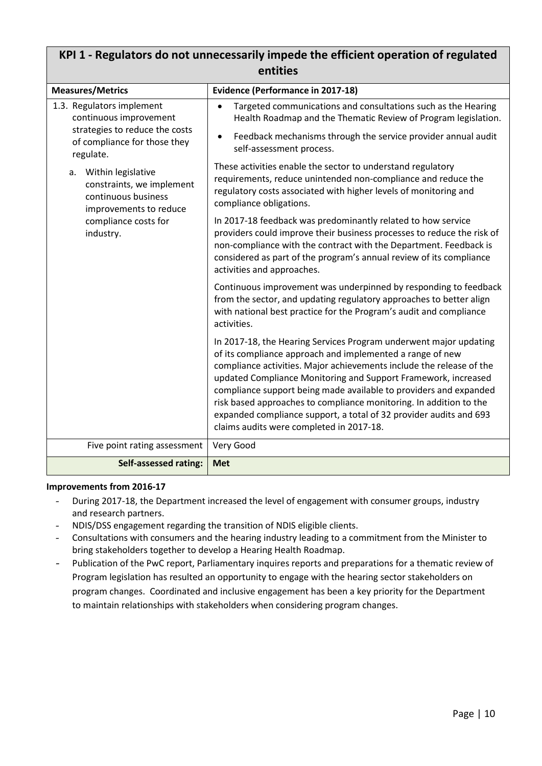| KPI 1 - Regulators do not unnecessarily impede the efficient operation of regulated entities | |
|---|---|
| **Measures/Metrics** | **Evidence (Performance in 2017-18)** |
| 1.3. Regulators implement continuous improvement strategies to reduce the costs of compliance for those they regulate.<br><br>a. Within legislative constraints, we implement continuous business improvements to reduce compliance costs for industry. | • Targeted communications and consultations such as the Hearing Health Roadmap and the Thematic Review of Program legislation.<br>• Feedback mechanisms through the service provider annual audit self-assessment process.<br><br>These activities enable the sector to understand regulatory requirements, reduce unintended non-compliance and reduce the regulatory costs associated with higher levels of monitoring and compliance obligations.<br><br>In 2017-18 feedback was predominantly related to how service providers could improve their business processes to reduce the risk of non-compliance with the contract with the Department. Feedback is considered as part of the program's annual review of its compliance activities and approaches.<br><br>Continuous improvement was underpinned by responding to feedback from the sector, and updating regulatory approaches to better align with national best practice for the Program's audit and compliance activities.<br><br>In 2017-18, the Hearing Services Program underwent major updating of its compliance approach and implemented a range of new compliance activities. Major achievements include the release of the updated Compliance Monitoring and Support Framework, increased compliance support being made available to providers and expanded risk based approaches to compliance monitoring. In addition to the expanded compliance support, a total of 32 provider audits and 693 claims audits were completed in 2017-18. |
| Five point rating assessment | Very Good |
| **Self-assessed rating:** | **Met** |

**Improvements from 2016-17**

- During 2017-18, the Department increased the level of engagement with consumer groups, industry and research partners.
- NDIS/DSS engagement regarding the transition of NDIS eligible clients.
- Consultations with consumers and the hearing industry leading to a commitment from the Minister to bring stakeholders together to develop a Hearing Health Roadmap.
- Publication of the PwC report, Parliamentary inquires reports and preparations for a thematic review of Program legislation has resulted an opportunity to engage with the hearing sector stakeholders on program changes. Coordinated and inclusive engagement has been a key priority for the Department to maintain relationships with stakeholders when considering program changes.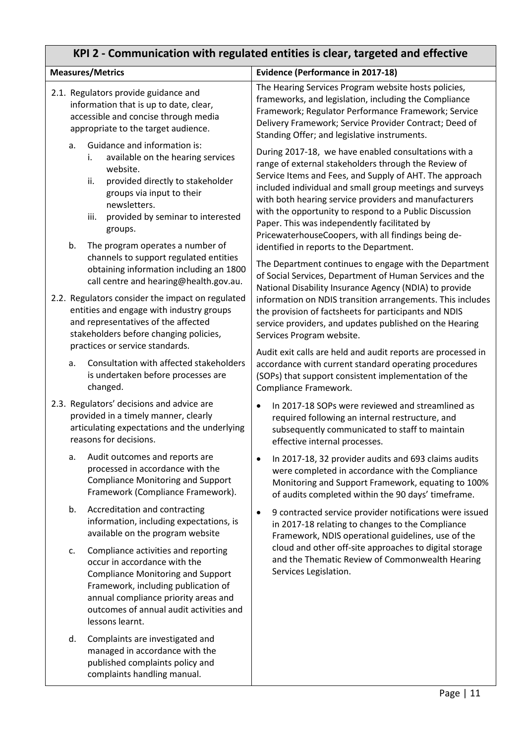| KPI 2 - Communication with regulated entities is clear, targeted and effective | |
|---|---|
| **Measures/Metrics** | **Evidence (Performance in 2017-18)** |
| 2.1. Regulators provide guidance and information that is up to date, clear, accessible and concise through media appropriate to the target audience.<br><br>a. Guidance and information is:<br>i. available on the hearing services website.<br>ii. provided directly to stakeholder groups via input to their newsletters.<br>iii. provided by seminar to interested groups.<br><br>b. The program operates a number of channels to support regulated entities obtaining information including an 1800 call centre and hearing@health.gov.au.<br><br>2.2. Regulators consider the impact on regulated entities and engage with industry groups and representatives of the affected stakeholders before changing policies, practices or service standards.<br><br>a. Consultation with affected stakeholders is undertaken before processes are changed.<br><br>2.3. Regulators' decisions and advice are provided in a timely manner, clearly articulating expectations and the underlying reasons for decisions.<br><br>a. Audit outcomes and reports are processed in accordance with the Compliance Monitoring and Support Framework (Compliance Framework).<br><br>b. Accreditation and contracting information, including expectations, is available on the program website<br><br>c. Compliance activities and reporting occur in accordance with the Compliance Monitoring and Support Framework, including publication of annual compliance priority areas and outcomes of annual audit activities and lessons learnt.<br><br>d. Complaints are investigated and managed in accordance with the published complaints policy and complaints handling manual. | The Hearing Services Program website hosts policies, frameworks, and legislation, including the Compliance Framework; Regulator Performance Framework; Service Delivery Framework; Service Provider Contract; Deed of Standing Offer; and legislative instruments.<br><br>During 2017-18, we have enabled consultations with a range of external stakeholders through the Review of Service Items and Fees, and Supply of AHT. The approach included individual and small group meetings and surveys with both hearing service providers and manufacturers with the opportunity to respond to a Public Discussion Paper. This was independently facilitated by PricewaterhouseCoopers, with all findings being de-identified in reports to the Department.<br><br>The Department continues to engage with the Department of Social Services, Department of Human Services and the National Disability Insurance Agency (NDIA) to provide information on NDIS transition arrangements. This includes the provision of factsheets for participants and NDIS service providers, and updates published on the Hearing Services Program website.<br><br>Audit exit calls are held and audit reports are processed in accordance with current standard operating procedures (SOPs) that support consistent implementation of the Compliance Framework.<br><br>• In 2017-18 SOPs were reviewed and streamlined as required following an internal restructure, and subsequently communicated to staff to maintain effective internal processes.<br><br>• In 2017-18, 32 provider audits and 693 claims audits were completed in accordance with the Compliance Monitoring and Support Framework, equating to 100% of audits completed within the 90 days' timeframe.<br><br>• 9 contracted service provider notifications were issued in 2017-18 relating to changes to the Compliance Framework, NDIS operational guidelines, use of the cloud and other off-site approaches to digital storage and the Thematic Review of Commonwealth Hearing Services Legislation. |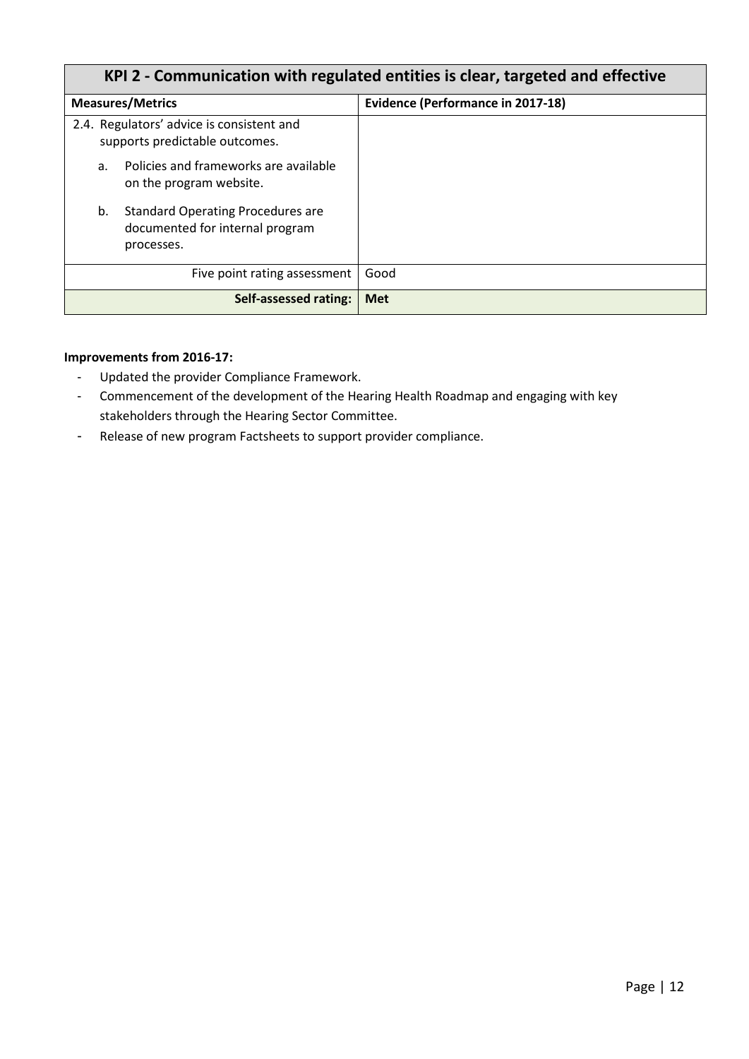| KPI 2 - Communication with regulated entities is clear, targeted and effective | |
|---|---|
| **Measures/Metrics** | **Evidence (Performance in 2017-18)** |
| 2.4. Regulators' advice is consistent and supports predictable outcomes.<br>a. Policies and frameworks are available on the program website.<br>b. Standard Operating Procedures are documented for internal program processes. | |
| Five point rating assessment | Good |
| **Self-assessed rating:** | **Met** |

**Improvements from 2016-17:**

- Updated the provider Compliance Framework.
- Commencement of the development of the Hearing Health Roadmap and engaging with key stakeholders through the Hearing Sector Committee.
- Release of new program Factsheets to support provider compliance.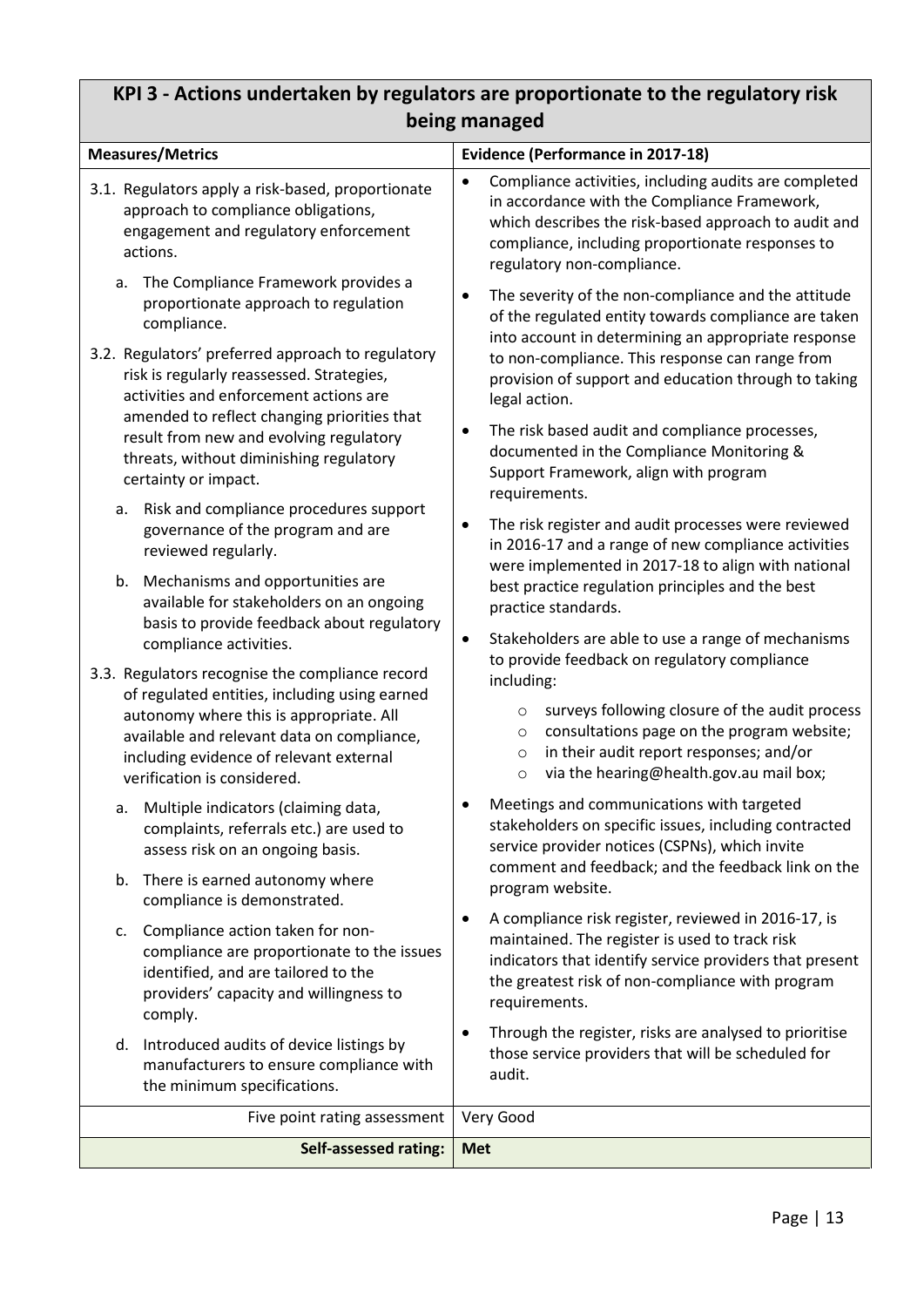## KPI 3 - Actions undertaken by regulators are proportionate to the regulatory risk being managed

| Measures/Metrics | Evidence (Performance in 2017-18) |
|---|---|
| 3.1. Regulators apply a risk-based, proportionate approach to compliance obligations, engagement and regulatory enforcement actions.<br><br>a. The Compliance Framework provides a proportionate approach to regulation compliance.<br><br>3.2. Regulators' preferred approach to regulatory risk is regularly reassessed. Strategies, activities and enforcement actions are amended to reflect changing priorities that result from new and evolving regulatory threats, without diminishing regulatory certainty or impact.<br><br>a. Risk and compliance procedures support governance of the program and are reviewed regularly.<br><br>b. Mechanisms and opportunities are available for stakeholders on an ongoing basis to provide feedback about regulatory compliance activities.<br><br>3.3. Regulators recognise the compliance record of regulated entities, including using earned autonomy where this is appropriate. All available and relevant data on compliance, including evidence of relevant external verification is considered.<br><br>a. Multiple indicators (claiming data, complaints, referrals etc.) are used to assess risk on an ongoing basis.<br><br>b. There is earned autonomy where compliance is demonstrated.<br><br>c. Compliance action taken for non-compliance are proportionate to the issues identified, and are tailored to the providers' capacity and willingness to comply.<br><br>d. Introduced audits of device listings by manufacturers to ensure compliance with the minimum specifications. | • Compliance activities, including audits are completed in accordance with the Compliance Framework, which describes the risk-based approach to audit and compliance, including proportionate responses to regulatory non-compliance.<br><br>• The severity of the non-compliance and the attitude of the regulated entity towards compliance are taken into account in determining an appropriate response to non-compliance. This response can range from provision of support and education through to taking legal action.<br><br>• The risk based audit and compliance processes, documented in the Compliance Monitoring & Support Framework, align with program requirements.<br><br>• The risk register and audit processes were reviewed in 2016-17 and a range of new compliance activities were implemented in 2017-18 to align with national best practice regulation principles and the best practice standards.<br><br>• Stakeholders are able to use a range of mechanisms to provide feedback on regulatory compliance including:<br>  ○ surveys following closure of the audit process<br>  ○ consultations page on the program website;<br>  ○ in their audit report responses; and/or<br>  ○ via the hearing@health.gov.au mail box;<br><br>• Meetings and communications with targeted stakeholders on specific issues, including contracted service provider notices (CSPNs), which invite comment and feedback; and the feedback link on the program website.<br><br>• A compliance risk register, reviewed in 2016-17, is maintained. The register is used to track risk indicators that identify service providers that present the greatest risk of non-compliance with program requirements.<br><br>• Through the register, risks are analysed to prioritise those service providers that will be scheduled for audit. |
| Five point rating assessment | Very Good |
| **Self-assessed rating:** | **Met** |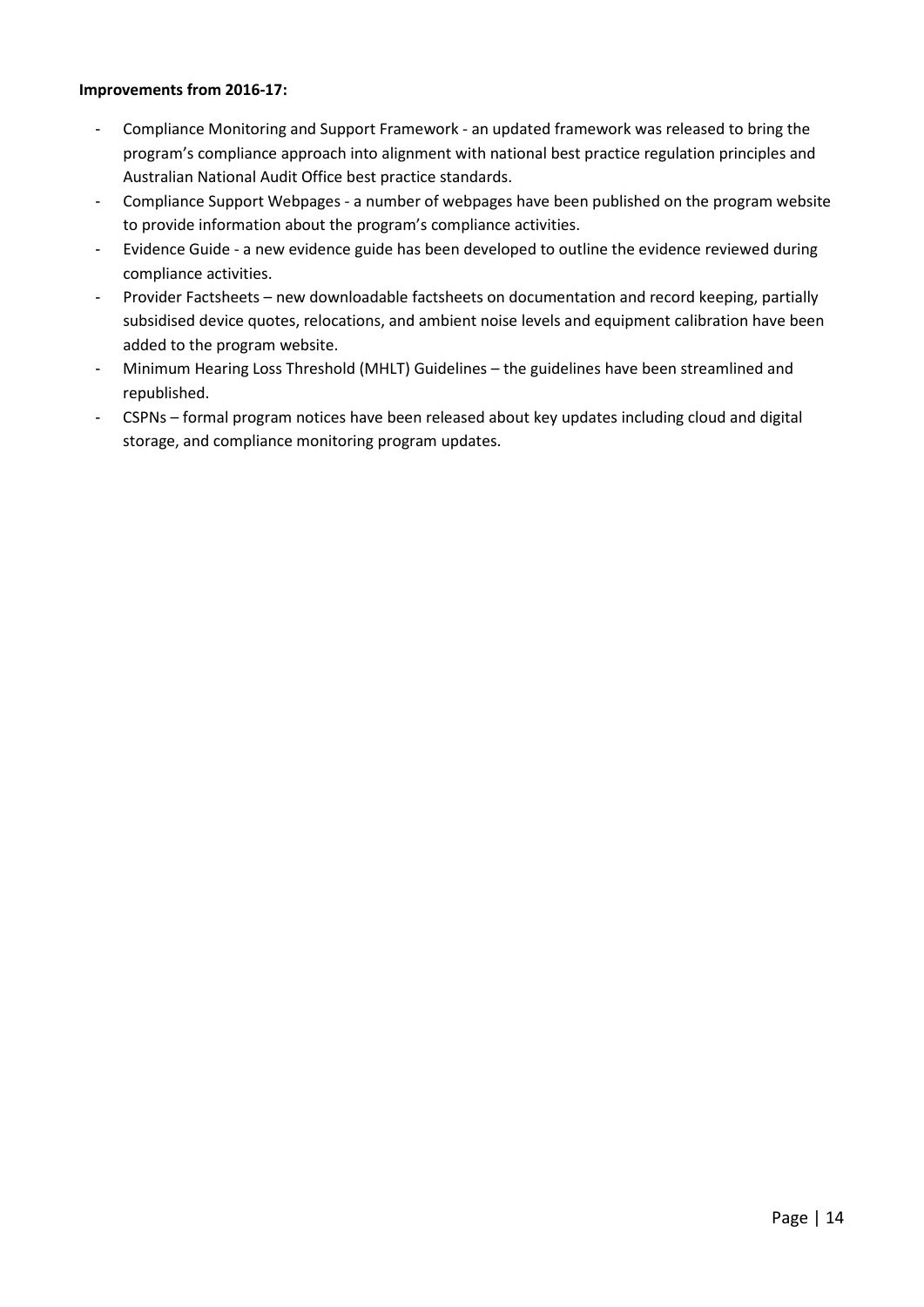**Improvements from 2016-17:**

- Compliance Monitoring and Support Framework - an updated framework was released to bring the program's compliance approach into alignment with national best practice regulation principles and Australian National Audit Office best practice standards.
- Compliance Support Webpages - a number of webpages have been published on the program website to provide information about the program's compliance activities.
- Evidence Guide - a new evidence guide has been developed to outline the evidence reviewed during compliance activities.
- Provider Factsheets – new downloadable factsheets on documentation and record keeping, partially subsidised device quotes, relocations, and ambient noise levels and equipment calibration have been added to the program website.
- Minimum Hearing Loss Threshold (MHLT) Guidelines – the guidelines have been streamlined and republished.
- CSPNs – formal program notices have been released about key updates including cloud and digital storage, and compliance monitoring program updates.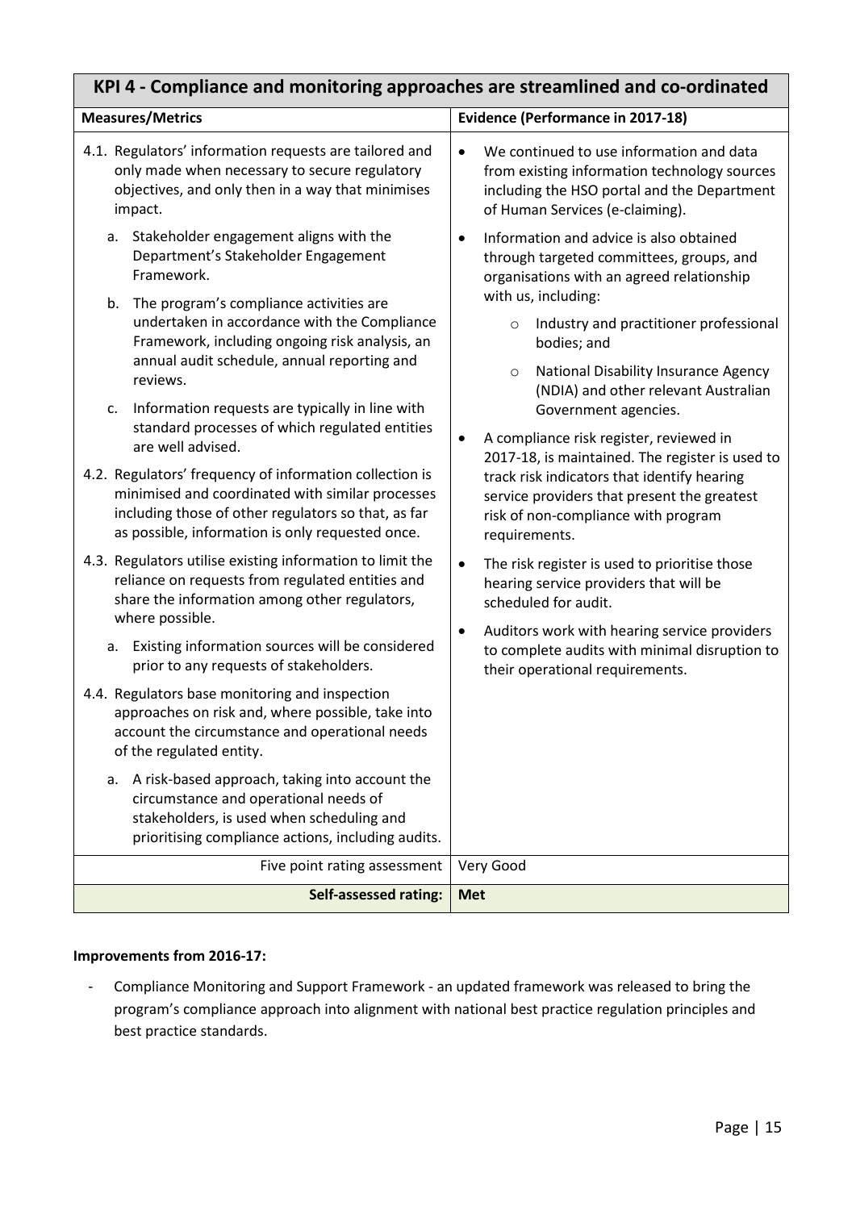| KPI 4 - Compliance and monitoring approaches are streamlined and co-ordinated | |
|---|---|
| **Measures/Metrics** | **Evidence (Performance in 2017-18)** |
| 4.1. Regulators' information requests are tailored and only made when necessary to secure regulatory objectives, and only then in a way that minimises impact.<br>a. Stakeholder engagement aligns with the Department's Stakeholder Engagement Framework.<br>b. The program's compliance activities are undertaken in accordance with the Compliance Framework, including ongoing risk analysis, an annual audit schedule, annual reporting and reviews.<br>c. Information requests are typically in line with standard processes of which regulated entities are well advised.<br>4.2. Regulators' frequency of information collection is minimised and coordinated with similar processes including those of other regulators so that, as far as possible, information is only requested once.<br>4.3. Regulators utilise existing information to limit the reliance on requests from regulated entities and share the information among other regulators, where possible.<br>a. Existing information sources will be considered prior to any requests of stakeholders.<br>4.4. Regulators base monitoring and inspection approaches on risk and, where possible, take into account the circumstance and operational needs of the regulated entity.<br>a. A risk-based approach, taking into account the circumstance and operational needs of stakeholders, is used when scheduling and prioritising compliance actions, including audits. | • We continued to use information and data from existing information technology sources including the HSO portal and the Department of Human Services (e-claiming).<br>• Information and advice is also obtained through targeted committees, groups, and organisations with an agreed relationship with us, including:<br>  ○ Industry and practitioner professional bodies; and<br>  ○ National Disability Insurance Agency (NDIA) and other relevant Australian Government agencies.<br>• A compliance risk register, reviewed in 2017-18, is maintained. The register is used to track risk indicators that identify hearing service providers that present the greatest risk of non-compliance with program requirements.<br>• The risk register is used to prioritise those hearing service providers that will be scheduled for audit.<br>• Auditors work with hearing service providers to complete audits with minimal disruption to their operational requirements. |
| Five point rating assessment | Very Good |
| **Self-assessed rating:** | **Met** |

**Improvements from 2016-17:**

- Compliance Monitoring and Support Framework - an updated framework was released to bring the program's compliance approach into alignment with national best practice regulation principles and best practice standards.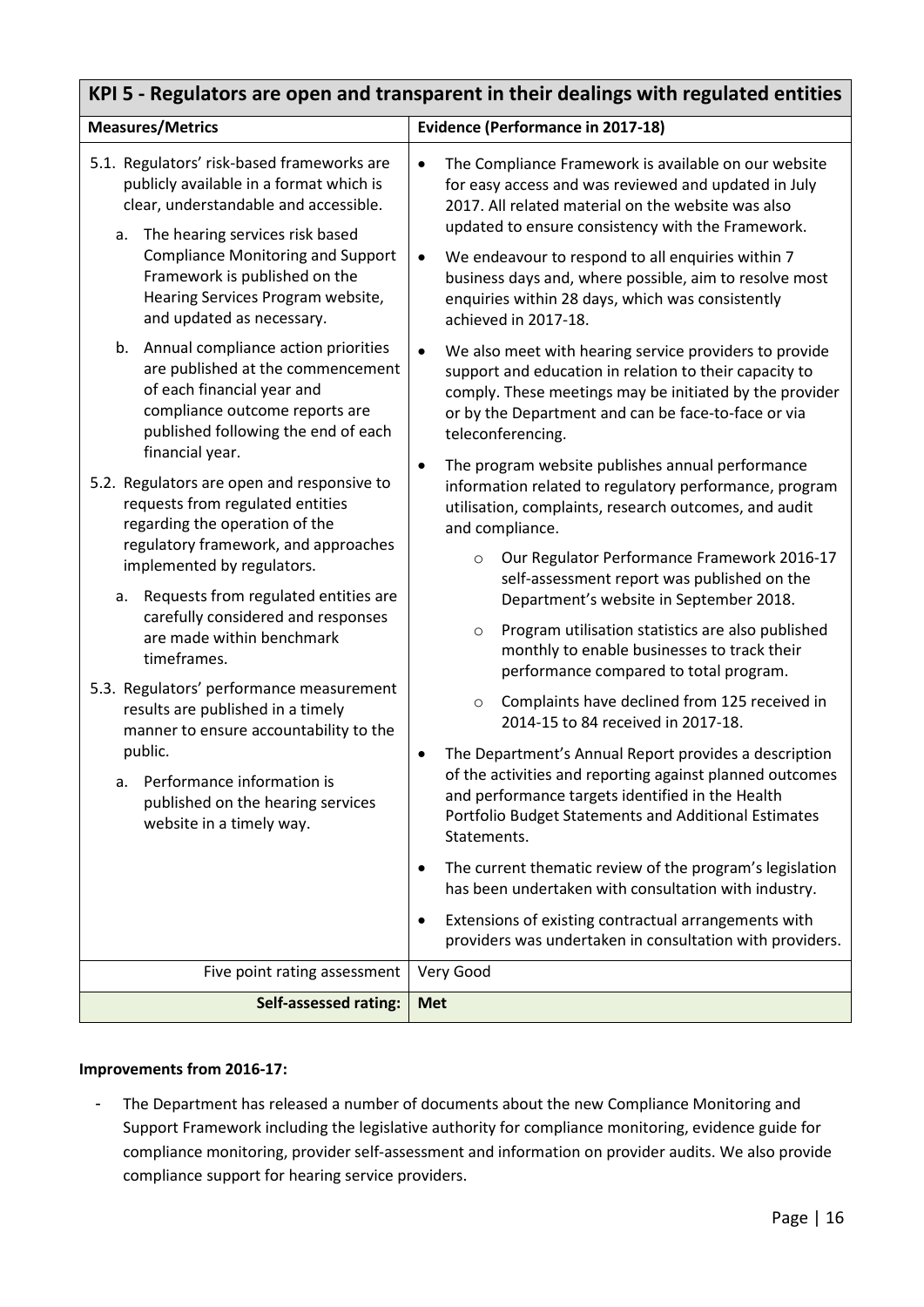| KPI 5 - Regulators are open and transparent in their dealings with regulated entities | |
|---|---|
| **Measures/Metrics** | **Evidence (Performance in 2017-18)** |
| 5.1. Regulators' risk-based frameworks are publicly available in a format which is clear, understandable and accessible.<br>a. The hearing services risk based Compliance Monitoring and Support Framework is published on the Hearing Services Program website, and updated as necessary.<br>b. Annual compliance action priorities are published at the commencement of each financial year and compliance outcome reports are published following the end of each financial year.<br>5.2. Regulators are open and responsive to requests from regulated entities regarding the operation of the regulatory framework, and approaches implemented by regulators.<br>a. Requests from regulated entities are carefully considered and responses are made within benchmark timeframes.<br>5.3. Regulators' performance measurement results are published in a timely manner to ensure accountability to the public.<br>a. Performance information is published on the hearing services website in a timely way. | • The Compliance Framework is available on our website for easy access and was reviewed and updated in July 2017. All related material on the website was also updated to ensure consistency with the Framework.<br>• We endeavour to respond to all enquiries within 7 business days and, where possible, aim to resolve most enquiries within 28 days, which was consistently achieved in 2017-18.<br>• We also meet with hearing service providers to provide support and education in relation to their capacity to comply. These meetings may be initiated by the provider or by the Department and can be face-to-face or via teleconferencing.<br>• The program website publishes annual performance information related to regulatory performance, program utilisation, complaints, research outcomes, and audit and compliance.<br>&nbsp;&nbsp;&nbsp;&nbsp;○ Our Regulator Performance Framework 2016-17 self-assessment report was published on the Department's website in September 2018.<br>&nbsp;&nbsp;&nbsp;&nbsp;○ Program utilisation statistics are also published monthly to enable businesses to track their performance compared to total program.<br>&nbsp;&nbsp;&nbsp;&nbsp;○ Complaints have declined from 125 received in 2014-15 to 84 received in 2017-18.<br>• The Department's Annual Report provides a description of the activities and reporting against planned outcomes and performance targets identified in the Health Portfolio Budget Statements and Additional Estimates Statements.<br>• The current thematic review of the program's legislation has been undertaken with consultation with industry.<br>• Extensions of existing contractual arrangements with providers was undertaken in consultation with providers. |
| Five point rating assessment | Very Good |
| **Self-assessed rating:** | **Met** |

**Improvements from 2016-17:**

- The Department has released a number of documents about the new Compliance Monitoring and Support Framework including the legislative authority for compliance monitoring, evidence guide for compliance monitoring, provider self-assessment and information on provider audits. We also provide compliance support for hearing service providers.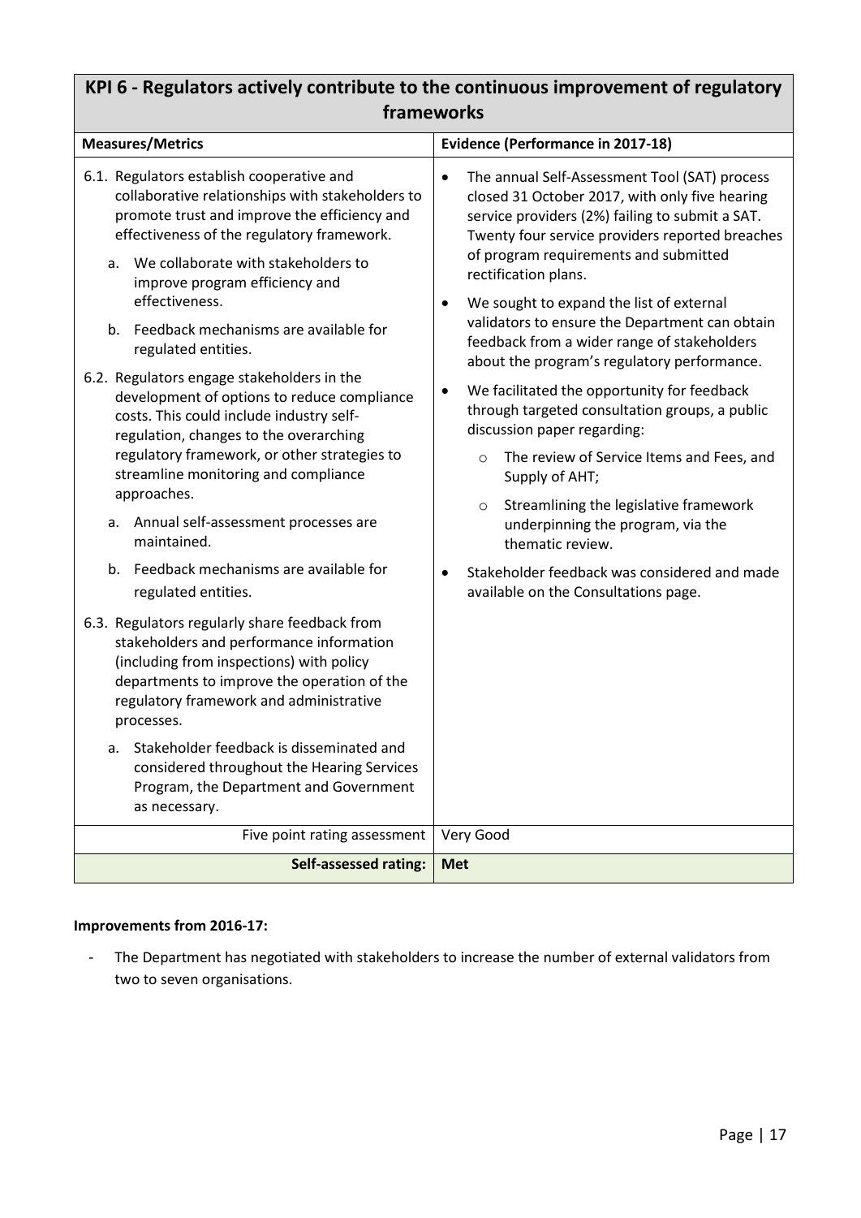## KPI 6 - Regulators actively contribute to the continuous improvement of regulatory frameworks

| Measures/Metrics | Evidence (Performance in 2017-18) |
|---|---|
| 6.1. Regulators establish cooperative and collaborative relationships with stakeholders to promote trust and improve the efficiency and effectiveness of the regulatory framework.<br>a. We collaborate with stakeholders to improve program efficiency and effectiveness.<br>b. Feedback mechanisms are available for regulated entities.<br>6.2. Regulators engage stakeholders in the development of options to reduce compliance costs. This could include industry self-regulation, changes to the overarching regulatory framework, or other strategies to streamline monitoring and compliance approaches.<br>a. Annual self-assessment processes are maintained.<br>b. Feedback mechanisms are available for regulated entities.<br>6.3. Regulators regularly share feedback from stakeholders and performance information (including from inspections) with policy departments to improve the operation of the regulatory framework and administrative processes.<br>a. Stakeholder feedback is disseminated and considered throughout the Hearing Services Program, the Department and Government as necessary. | • The annual Self-Assessment Tool (SAT) process closed 31 October 2017, with only five hearing service providers (2%) failing to submit a SAT. Twenty four service providers reported breaches of program requirements and submitted rectification plans.<br>• We sought to expand the list of external validators to ensure the Department can obtain feedback from a wider range of stakeholders about the program's regulatory performance.<br>• We facilitated the opportunity for feedback through targeted consultation groups, a public discussion paper regarding:<br>&nbsp;&nbsp;o The review of Service Items and Fees, and Supply of AHT;<br>&nbsp;&nbsp;o Streamlining the legislative framework underpinning the program, via the thematic review.<br>• Stakeholder feedback was considered and made available on the Consultations page. |
| Five point rating assessment | Very Good |
| **Self-assessed rating:** | **Met** |

**Improvements from 2016-17:**

- The Department has negotiated with stakeholders to increase the number of external validators from two to seven organisations.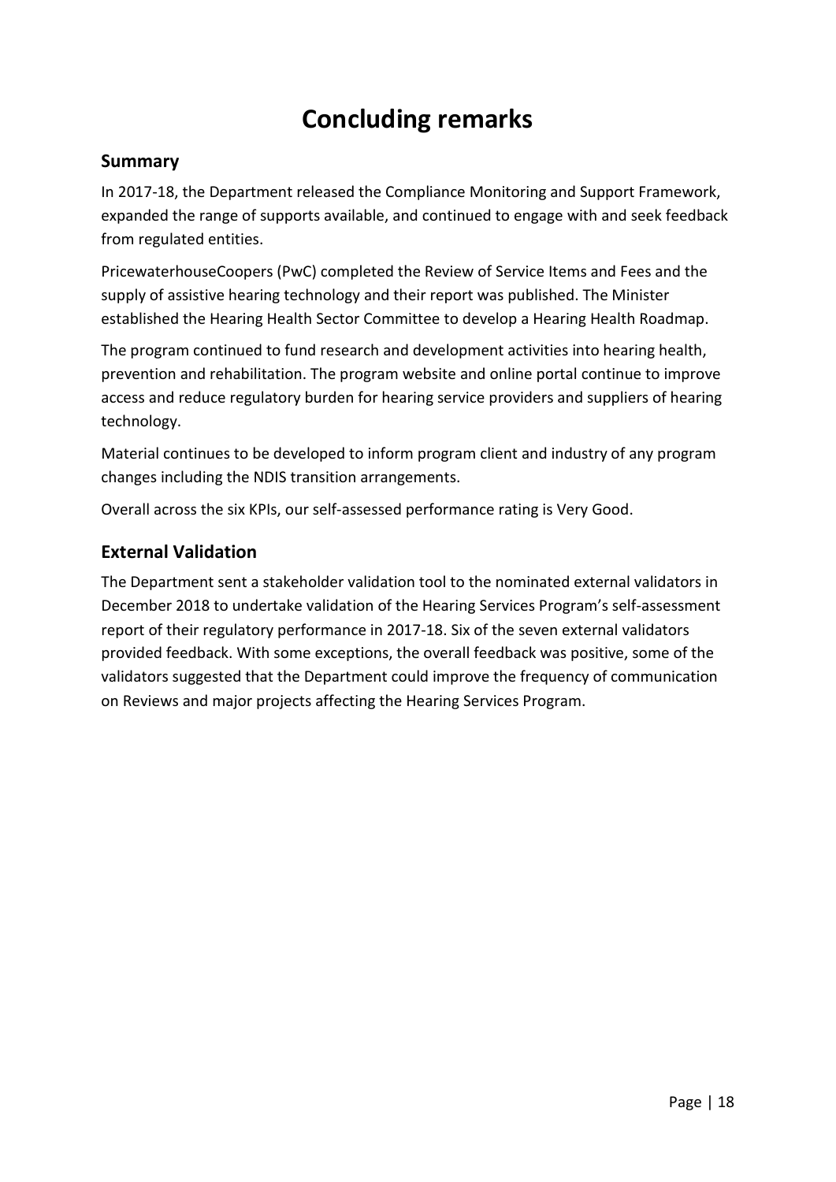# Concluding remarks

## Summary

In 2017-18, the Department released the Compliance Monitoring and Support Framework, expanded the range of supports available, and continued to engage with and seek feedback from regulated entities.

PricewaterhouseCoopers (PwC) completed the Review of Service Items and Fees and the supply of assistive hearing technology and their report was published. The Minister established the Hearing Health Sector Committee to develop a Hearing Health Roadmap.

The program continued to fund research and development activities into hearing health, prevention and rehabilitation. The program website and online portal continue to improve access and reduce regulatory burden for hearing service providers and suppliers of hearing technology.

Material continues to be developed to inform program client and industry of any program changes including the NDIS transition arrangements.

Overall across the six KPIs, our self-assessed performance rating is Very Good.

## External Validation

The Department sent a stakeholder validation tool to the nominated external validators in December 2018 to undertake validation of the Hearing Services Program's self-assessment report of their regulatory performance in 2017-18. Six of the seven external validators provided feedback. With some exceptions, the overall feedback was positive, some of the validators suggested that the Department could improve the frequency of communication on Reviews and major projects affecting the Hearing Services Program.